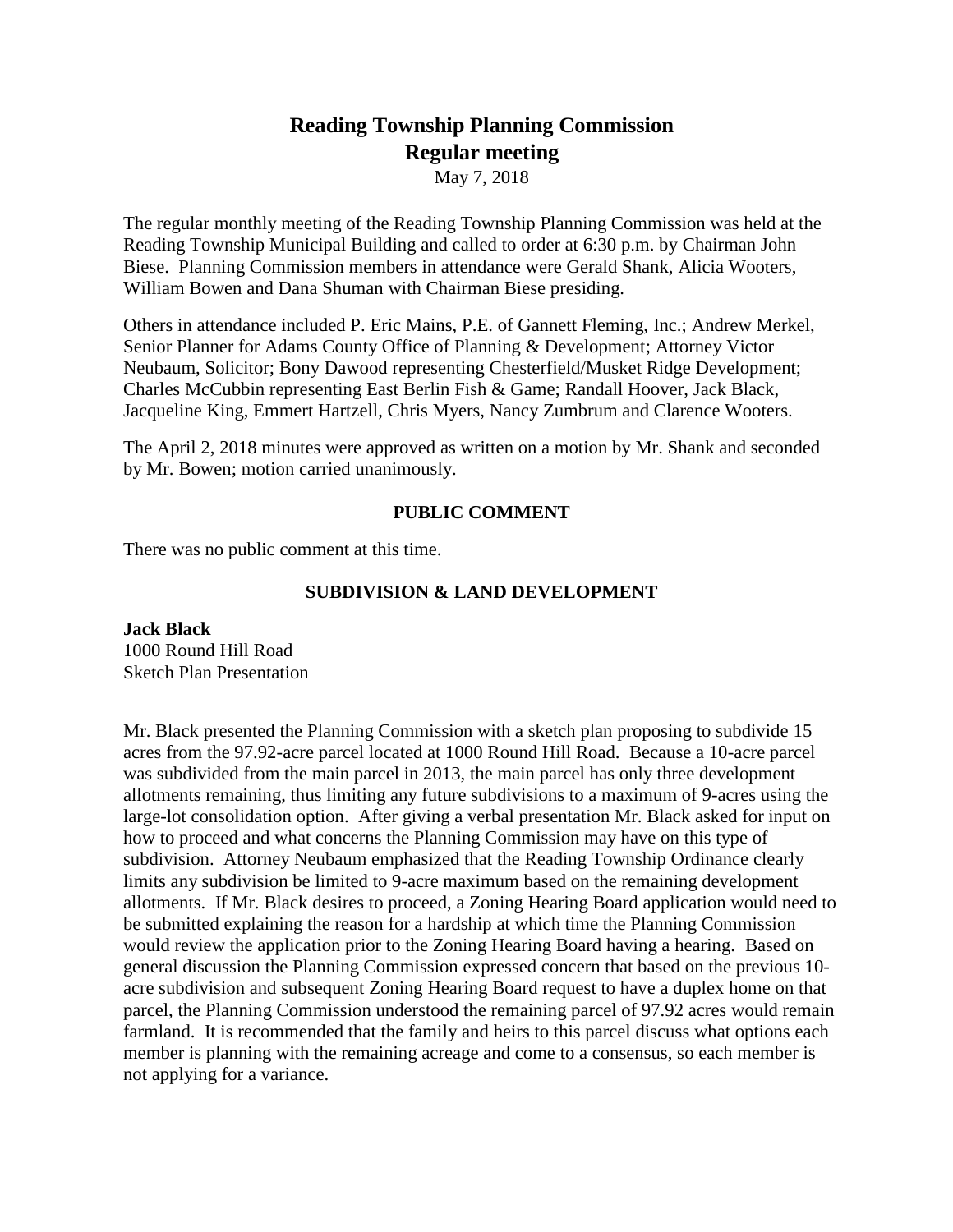# Reading Township Planning Commission
## Regular meeting

May 7, 2018

The regular monthly meeting of the Reading Township Planning Commission was held at the Reading Township Municipal Building and called to order at 6:30 p.m. by Chairman John Biese. Planning Commission members in attendance were Gerald Shank, Alicia Wooters, William Bowen and Dana Shuman with Chairman Biese presiding.

Others in attendance included P. Eric Mains, P.E. of Gannett Fleming, Inc.; Andrew Merkel, Senior Planner for Adams County Office of Planning & Development; Attorney Victor Neubaum, Solicitor; Bony Dawood representing Chesterfield/Musket Ridge Development; Charles McCubbin representing East Berlin Fish & Game; Randall Hoover, Jack Black, Jacqueline King, Emmert Hartzell, Chris Myers, Nancy Zumbrum and Clarence Wooters.

The April 2, 2018 minutes were approved as written on a motion by Mr. Shank and seconded by Mr. Bowen; motion carried unanimously.

### PUBLIC COMMENT

There was no public comment at this time.

### SUBDIVISION & LAND DEVELOPMENT

**Jack Black**
1000 Round Hill Road
Sketch Plan Presentation

Mr. Black presented the Planning Commission with a sketch plan proposing to subdivide 15 acres from the 97.92-acre parcel located at 1000 Round Hill Road. Because a 10-acre parcel was subdivided from the main parcel in 2013, the main parcel has only three development allotments remaining, thus limiting any future subdivisions to a maximum of 9-acres using the large-lot consolidation option. After giving a verbal presentation Mr. Black asked for input on how to proceed and what concerns the Planning Commission may have on this type of subdivision. Attorney Neubaum emphasized that the Reading Township Ordinance clearly limits any subdivision be limited to 9-acre maximum based on the remaining development allotments. If Mr. Black desires to proceed, a Zoning Hearing Board application would need to be submitted explaining the reason for a hardship at which time the Planning Commission would review the application prior to the Zoning Hearing Board having a hearing. Based on general discussion the Planning Commission expressed concern that based on the previous 10-acre subdivision and subsequent Zoning Hearing Board request to have a duplex home on that parcel, the Planning Commission understood the remaining parcel of 97.92 acres would remain farmland. It is recommended that the family and heirs to this parcel discuss what options each member is planning with the remaining acreage and come to a consensus, so each member is not applying for a variance.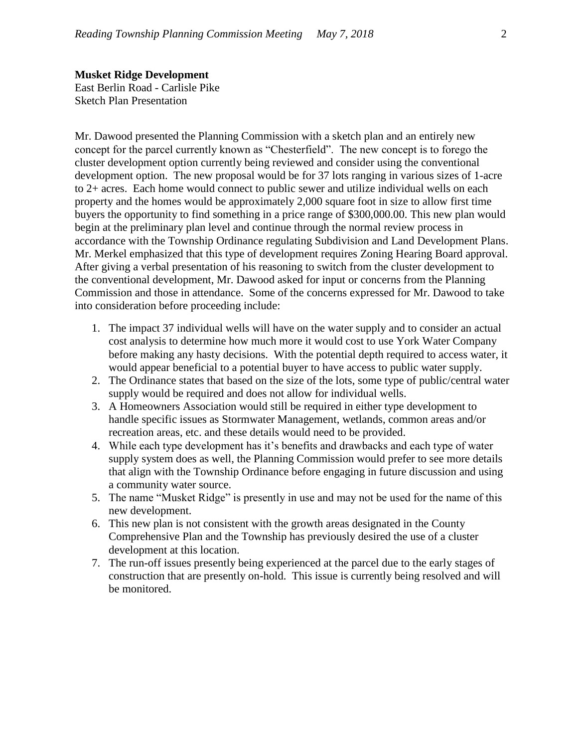**Musket Ridge Development**
East Berlin Road - Carlisle Pike
Sketch Plan Presentation

Mr. Dawood presented the Planning Commission with a sketch plan and an entirely new concept for the parcel currently known as "Chesterfield". The new concept is to forego the cluster development option currently being reviewed and consider using the conventional development option. The new proposal would be for 37 lots ranging in various sizes of 1-acre to 2+ acres. Each home would connect to public sewer and utilize individual wells on each property and the homes would be approximately 2,000 square foot in size to allow first time buyers the opportunity to find something in a price range of $300,000.00. This new plan would begin at the preliminary plan level and continue through the normal review process in accordance with the Township Ordinance regulating Subdivision and Land Development Plans. Mr. Merkel emphasized that this type of development requires Zoning Hearing Board approval. After giving a verbal presentation of his reasoning to switch from the cluster development to the conventional development, Mr. Dawood asked for input or concerns from the Planning Commission and those in attendance. Some of the concerns expressed for Mr. Dawood to take into consideration before proceeding include:

1. The impact 37 individual wells will have on the water supply and to consider an actual cost analysis to determine how much more it would cost to use York Water Company before making any hasty decisions. With the potential depth required to access water, it would appear beneficial to a potential buyer to have access to public water supply.
2. The Ordinance states that based on the size of the lots, some type of public/central water supply would be required and does not allow for individual wells.
3. A Homeowners Association would still be required in either type development to handle specific issues as Stormwater Management, wetlands, common areas and/or recreation areas, etc. and these details would need to be provided.
4. While each type development has it's benefits and drawbacks and each type of water supply system does as well, the Planning Commission would prefer to see more details that align with the Township Ordinance before engaging in future discussion and using a community water source.
5. The name "Musket Ridge" is presently in use and may not be used for the name of this new development.
6. This new plan is not consistent with the growth areas designated in the County Comprehensive Plan and the Township has previously desired the use of a cluster development at this location.
7. The run-off issues presently being experienced at the parcel due to the early stages of construction that are presently on-hold. This issue is currently being resolved and will be monitored.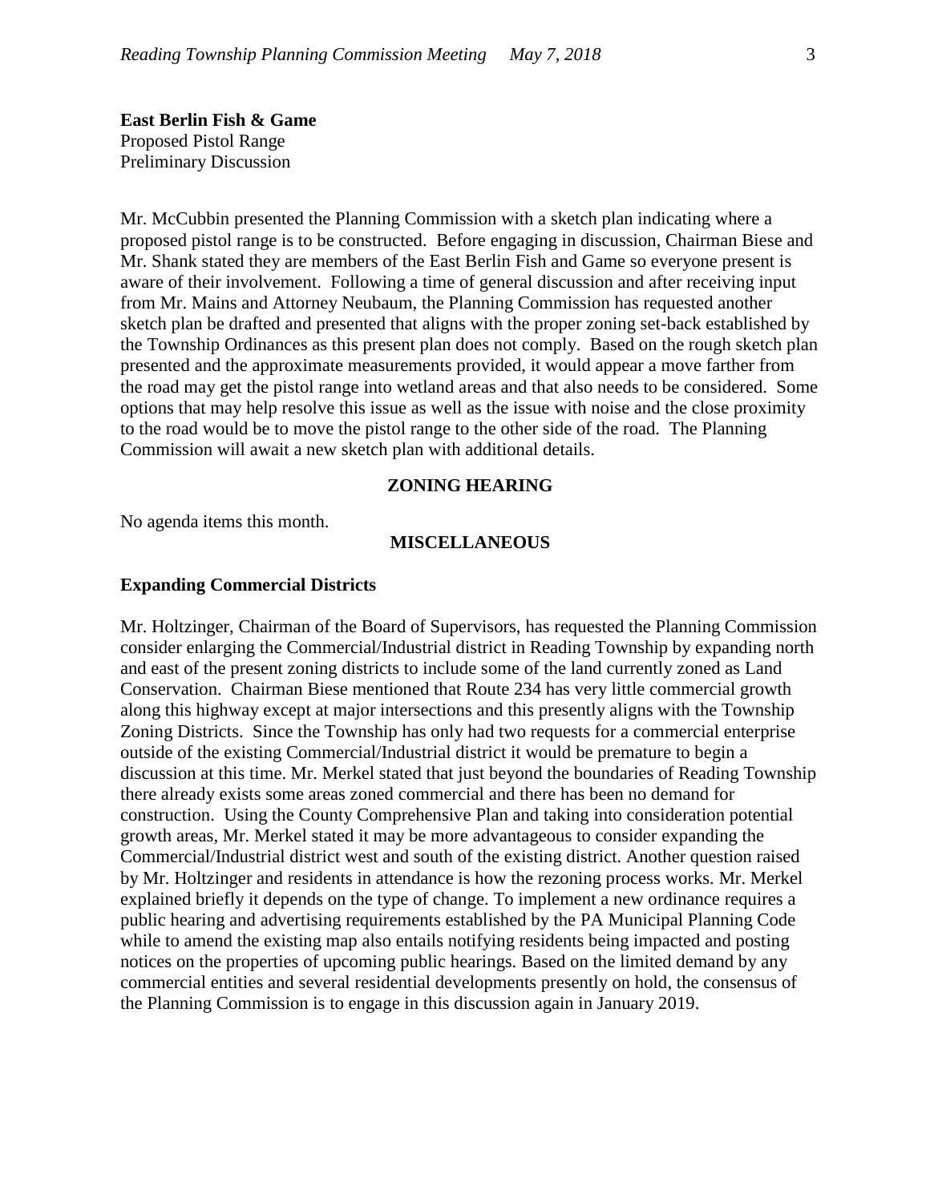**East Berlin Fish & Game**
Proposed Pistol Range
Preliminary Discussion

Mr. McCubbin presented the Planning Commission with a sketch plan indicating where a proposed pistol range is to be constructed. Before engaging in discussion, Chairman Biese and Mr. Shank stated they are members of the East Berlin Fish and Game so everyone present is aware of their involvement. Following a time of general discussion and after receiving input from Mr. Mains and Attorney Neubaum, the Planning Commission has requested another sketch plan be drafted and presented that aligns with the proper zoning set-back established by the Township Ordinances as this present plan does not comply. Based on the rough sketch plan presented and the approximate measurements provided, it would appear a move farther from the road may get the pistol range into wetland areas and that also needs to be considered. Some options that may help resolve this issue as well as the issue with noise and the close proximity to the road would be to move the pistol range to the other side of the road. The Planning Commission will await a new sketch plan with additional details.

## ZONING HEARING

No agenda items this month.

## MISCELLANEOUS

**Expanding Commercial Districts**

Mr. Holtzinger, Chairman of the Board of Supervisors, has requested the Planning Commission consider enlarging the Commercial/Industrial district in Reading Township by expanding north and east of the present zoning districts to include some of the land currently zoned as Land Conservation. Chairman Biese mentioned that Route 234 has very little commercial growth along this highway except at major intersections and this presently aligns with the Township Zoning Districts. Since the Township has only had two requests for a commercial enterprise outside of the existing Commercial/Industrial district it would be premature to begin a discussion at this time. Mr. Merkel stated that just beyond the boundaries of Reading Township there already exists some areas zoned commercial and there has been no demand for construction. Using the County Comprehensive Plan and taking into consideration potential growth areas, Mr. Merkel stated it may be more advantageous to consider expanding the Commercial/Industrial district west and south of the existing district. Another question raised by Mr. Holtzinger and residents in attendance is how the rezoning process works. Mr. Merkel explained briefly it depends on the type of change. To implement a new ordinance requires a public hearing and advertising requirements established by the PA Municipal Planning Code while to amend the existing map also entails notifying residents being impacted and posting notices on the properties of upcoming public hearings. Based on the limited demand by any commercial entities and several residential developments presently on hold, the consensus of the Planning Commission is to engage in this discussion again in January 2019.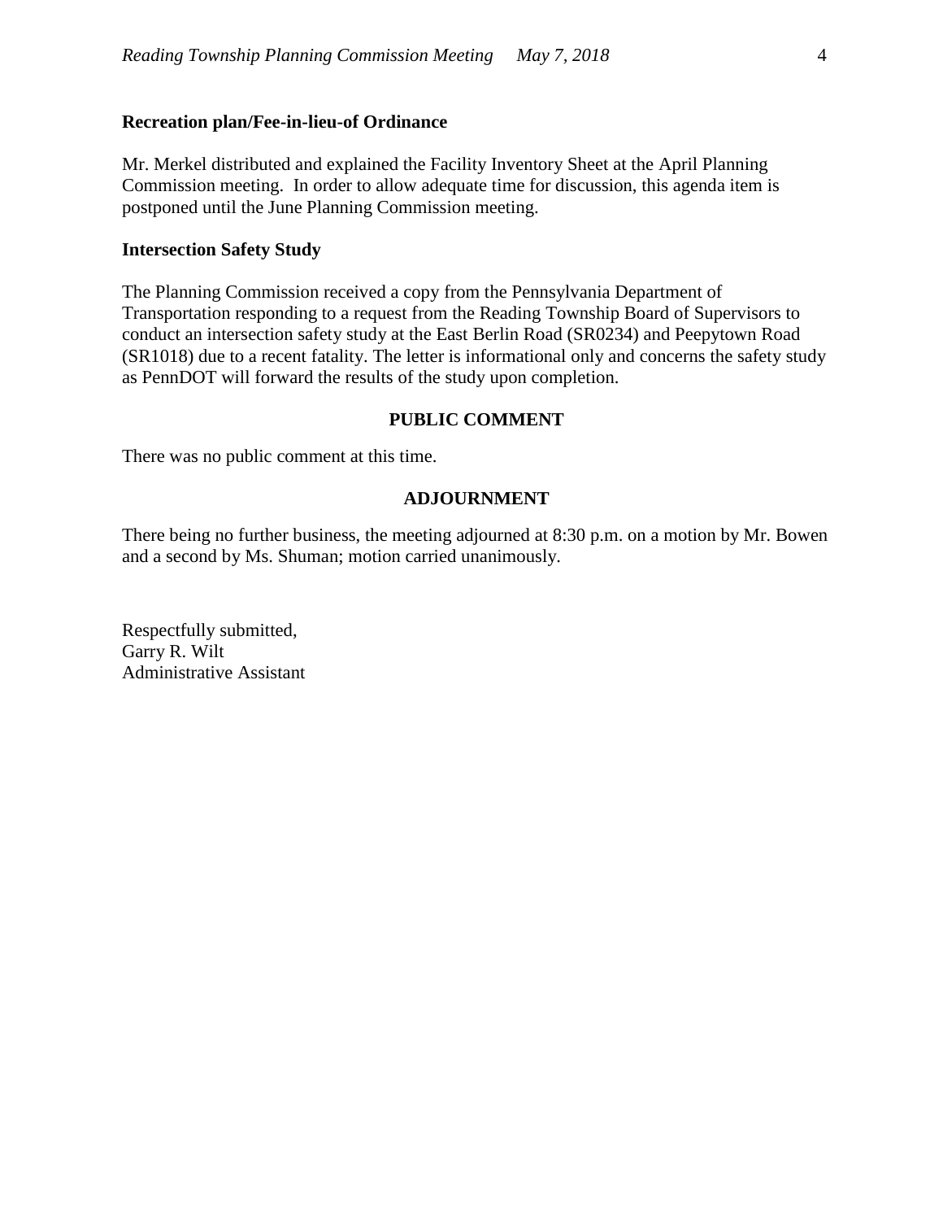**Recreation plan/Fee-in-lieu-of Ordinance**

Mr. Merkel distributed and explained the Facility Inventory Sheet at the April Planning Commission meeting. In order to allow adequate time for discussion, this agenda item is postponed until the June Planning Commission meeting.

**Intersection Safety Study**

The Planning Commission received a copy from the Pennsylvania Department of Transportation responding to a request from the Reading Township Board of Supervisors to conduct an intersection safety study at the East Berlin Road (SR0234) and Peepytown Road (SR1018) due to a recent fatality. The letter is informational only and concerns the safety study as PennDOT will forward the results of the study upon completion.

## PUBLIC COMMENT

There was no public comment at this time.

## ADJOURNMENT

There being no further business, the meeting adjourned at 8:30 p.m. on a motion by Mr. Bowen and a second by Ms. Shuman; motion carried unanimously.

Respectfully submitted,
Garry R. Wilt
Administrative Assistant